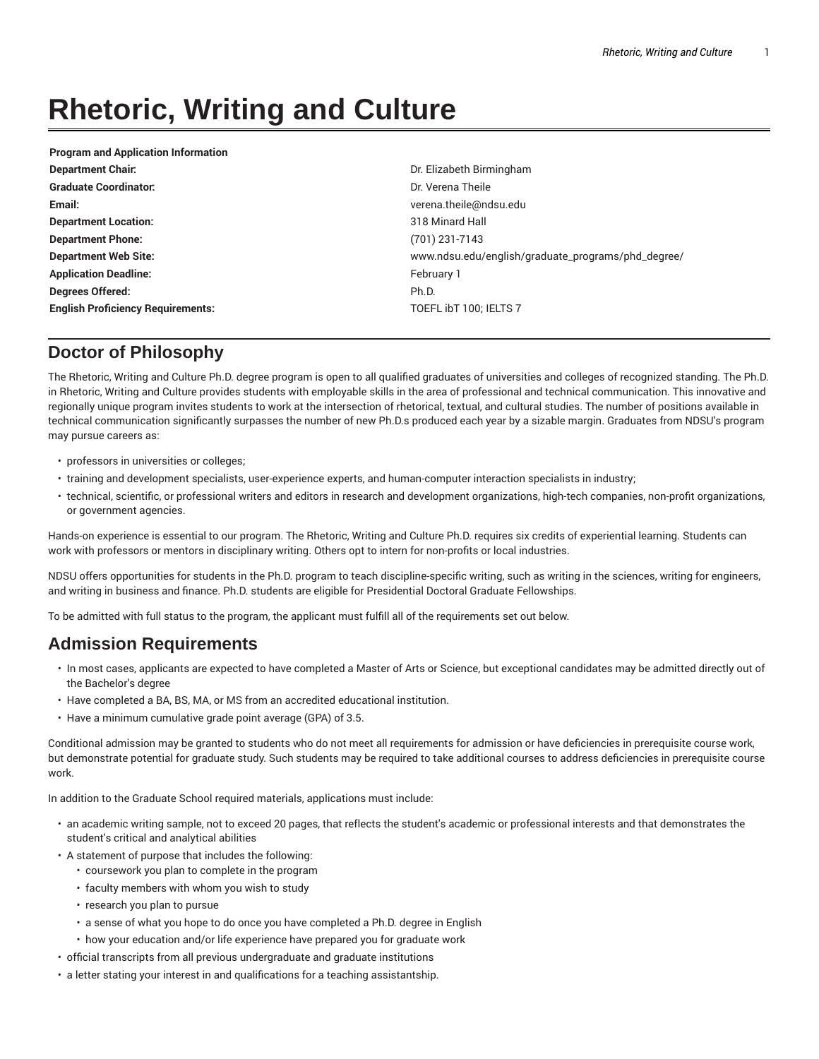# Rhetoric, Writing and Culture

| Program and Application Information | |
|---|---|
| **Department Chair:** | Dr. Elizabeth Birmingham |
| **Graduate Coordinator:** | Dr. Verena Theile |
| **Email:** | verena.theile@ndsu.edu |
| **Department Location:** | 318 Minard Hall |
| **Department Phone:** | (701) 231-7143 |
| **Department Web Site:** | www.ndsu.edu/english/graduate_programs/phd_degree/ |
| **Application Deadline:** | February 1 |
| **Degrees Offered:** | Ph.D. |
| **English Proficiency Requirements:** | TOEFL ibT 100; IELTS 7 |

## Doctor of Philosophy

The Rhetoric, Writing and Culture Ph.D. degree program is open to all qualified graduates of universities and colleges of recognized standing. The Ph.D. in Rhetoric, Writing and Culture provides students with employable skills in the area of professional and technical communication. This innovative and regionally unique program invites students to work at the intersection of rhetorical, textual, and cultural studies. The number of positions available in technical communication significantly surpasses the number of new Ph.D.s produced each year by a sizable margin. Graduates from NDSU's program may pursue careers as:

- professors in universities or colleges;
- training and development specialists, user-experience experts, and human-computer interaction specialists in industry;
- technical, scientific, or professional writers and editors in research and development organizations, high-tech companies, non-profit organizations, or government agencies.

Hands-on experience is essential to our program. The Rhetoric, Writing and Culture Ph.D. requires six credits of experiential learning. Students can work with professors or mentors in disciplinary writing. Others opt to intern for non-profits or local industries.

NDSU offers opportunities for students in the Ph.D. program to teach discipline-specific writing, such as writing in the sciences, writing for engineers, and writing in business and finance. Ph.D. students are eligible for Presidential Doctoral Graduate Fellowships.

To be admitted with full status to the program, the applicant must fulfill all of the requirements set out below.

## Admission Requirements

- In most cases, applicants are expected to have completed a Master of Arts or Science, but exceptional candidates may be admitted directly out of the Bachelor's degree
- Have completed a BA, BS, MA, or MS from an accredited educational institution.
- Have a minimum cumulative grade point average (GPA) of 3.5.

Conditional admission may be granted to students who do not meet all requirements for admission or have deficiencies in prerequisite course work, but demonstrate potential for graduate study. Such students may be required to take additional courses to address deficiencies in prerequisite course work.

In addition to the Graduate School required materials, applications must include:

- an academic writing sample, not to exceed 20 pages, that reflects the student's academic or professional interests and that demonstrates the student's critical and analytical abilities
- A statement of purpose that includes the following:
    - coursework you plan to complete in the program
    - faculty members with whom you wish to study
    - research you plan to pursue
    - a sense of what you hope to do once you have completed a Ph.D. degree in English
    - how your education and/or life experience have prepared you for graduate work
- official transcripts from all previous undergraduate and graduate institutions
- a letter stating your interest in and qualifications for a teaching assistantship.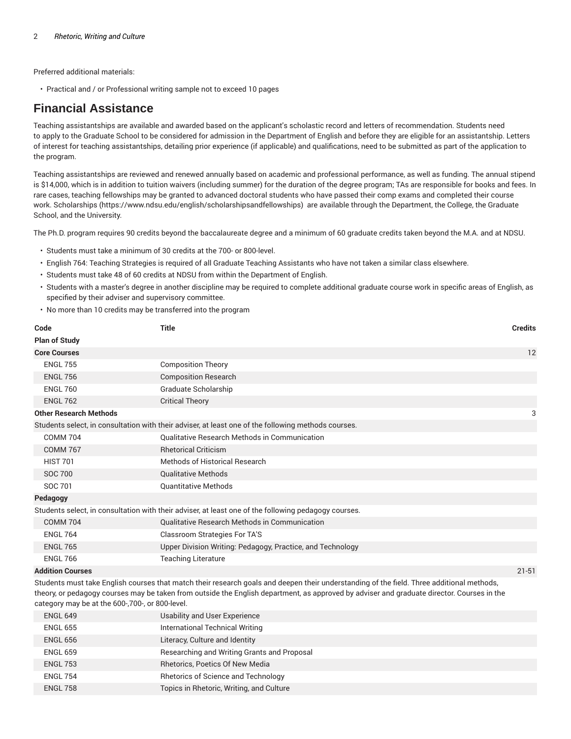Preferred additional materials:

- Practical and / or Professional writing sample not to exceed 10 pages

## Financial Assistance

Teaching assistantships are available and awarded based on the applicant's scholastic record and letters of recommendation. Students need to apply to the Graduate School to be considered for admission in the Department of English and before they are eligible for an assistantship. Letters of interest for teaching assistantships, detailing prior experience (if applicable) and qualifications, need to be submitted as part of the application to the program.

Teaching assistantships are reviewed and renewed annually based on academic and professional performance, as well as funding. The annual stipend is $14,000, which is in addition to tuition waivers (including summer) for the duration of the degree program; TAs are responsible for books and fees. In rare cases, teaching fellowships may be granted to advanced doctoral students who have passed their comp exams and completed their course work. Scholarships (https://www.ndsu.edu/english/scholarshipsandfellowships) are available through the Department, the College, the Graduate School, and the University.

The Ph.D. program requires 90 credits beyond the baccalaureate degree and a minimum of 60 graduate credits taken beyond the M.A. and at NDSU.

- Students must take a minimum of 30 credits at the 700- or 800-level.
- English 764: Teaching Strategies is required of all Graduate Teaching Assistants who have not taken a similar class elsewhere.
- Students must take 48 of 60 credits at NDSU from within the Department of English.
- Students with a master's degree in another discipline may be required to complete additional graduate course work in specific areas of English, as specified by their adviser and supervisory committee.
- No more than 10 credits may be transferred into the program

| Code | Title | Credits |
|---|---|---|
| **Plan of Study** | | |
| **Core Courses** | | 12 |
| ENGL 755 | Composition Theory | |
| ENGL 756 | Composition Research | |
| ENGL 760 | Graduate Scholarship | |
| ENGL 762 | Critical Theory | |
| **Other Research Methods** | | 3 |
| Students select, in consultation with their adviser, at least one of the following methods courses. | | |
| COMM 704 | Qualitative Research Methods in Communication | |
| COMM 767 | Rhetorical Criticism | |
| HIST 701 | Methods of Historical Research | |
| SOC 700 | Qualitative Methods | |
| SOC 701 | Quantitative Methods | |
| **Pedagogy** | | |
| Students select, in consultation with their adviser, at least one of the following pedagogy courses. | | |
| COMM 704 | Qualitative Research Methods in Communication | |
| ENGL 764 | Classroom Strategies For TA'S | |
| ENGL 765 | Upper Division Writing: Pedagogy, Practice, and Technology | |
| ENGL 766 | Teaching Literature | |
| **Addition Courses** | | 21-51 |
| Students must take English courses that match their research goals and deepen their understanding of the field. Three additional methods, theory, or pedagogy courses may be taken from outside the English department, as approved by adviser and graduate director. Courses in the category may be at the 600-,700-, or 800-level. | | |
| ENGL 649 | Usability and User Experience | |
| ENGL 655 | International Technical Writing | |
| ENGL 656 | Literacy, Culture and Identity | |
| ENGL 659 | Researching and Writing Grants and Proposal | |
| ENGL 753 | Rhetorics, Poetics Of New Media | |
| ENGL 754 | Rhetorics of Science and Technology | |
| ENGL 758 | Topics in Rhetoric, Writing, and Culture | |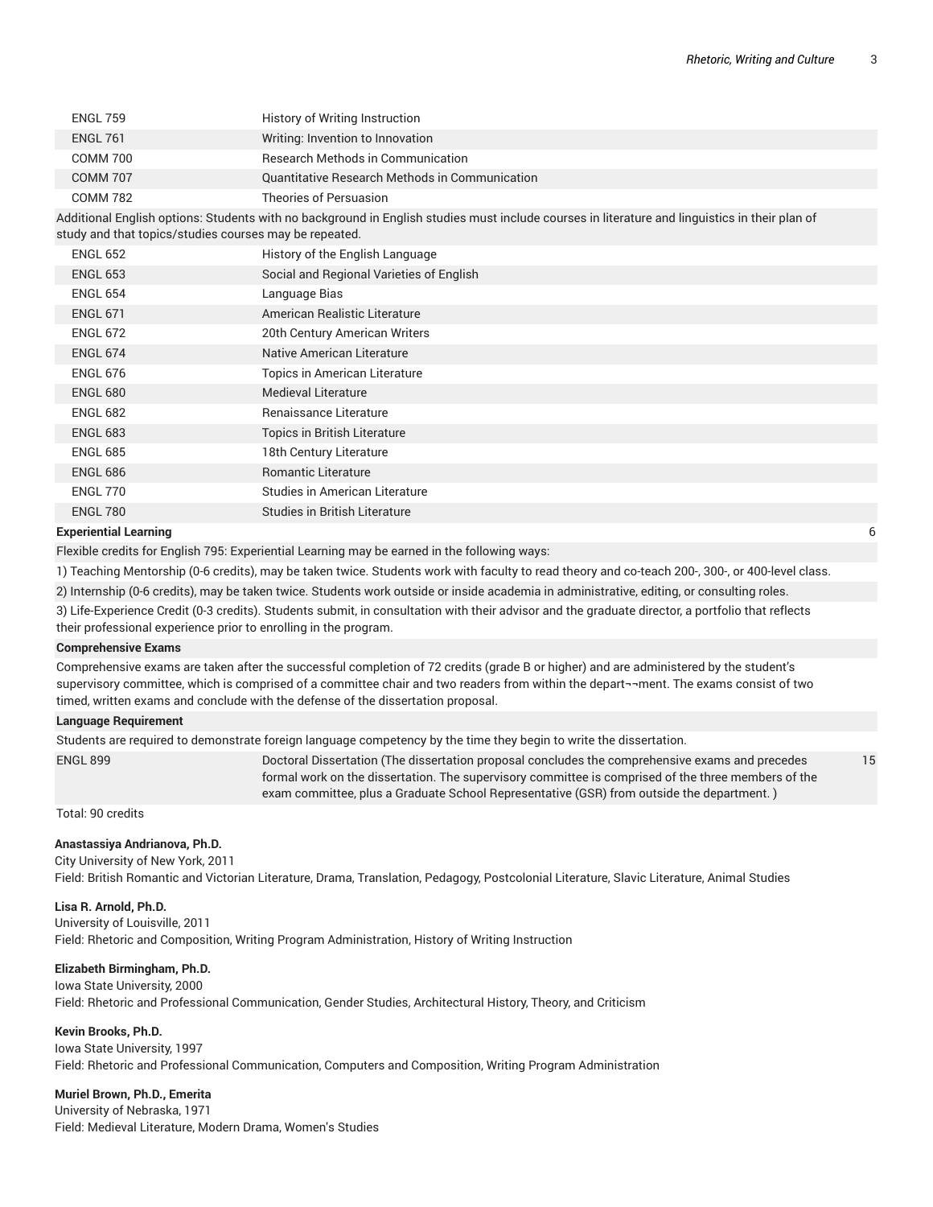| | | |
|---|---|---|
| ENGL 759 | History of Writing Instruction | |
| ENGL 761 | Writing: Invention to Innovation | |
| COMM 700 | Research Methods in Communication | |
| COMM 707 | Quantitative Research Methods in Communication | |
| COMM 782 | Theories of Persuasion | |
| Additional English options: Students with no background in English studies must include courses in literature and linguistics in their plan of study and that topics/studies courses may be repeated. | | |
| ENGL 652 | History of the English Language | |
| ENGL 653 | Social and Regional Varieties of English | |
| ENGL 654 | Language Bias | |
| ENGL 671 | American Realistic Literature | |
| ENGL 672 | 20th Century American Writers | |
| ENGL 674 | Native American Literature | |
| ENGL 676 | Topics in American Literature | |
| ENGL 680 | Medieval Literature | |
| ENGL 682 | Renaissance Literature | |
| ENGL 683 | Topics in British Literature | |
| ENGL 685 | 18th Century Literature | |
| ENGL 686 | Romantic Literature | |
| ENGL 770 | Studies in American Literature | |
| ENGL 780 | Studies in British Literature | |
| **Experiential Learning** | | 6 |
| Flexible credits for English 795: Experiential Learning may be earned in the following ways: | | |
| 1) Teaching Mentorship (0-6 credits), may be taken twice. Students work with faculty to read theory and co-teach 200-, 300-, or 400-level class. | | |
| 2) Internship (0-6 credits), may be taken twice. Students work outside or inside academia in administrative, editing, or consulting roles. | | |
| 3) Life-Experience Credit (0-3 credits). Students submit, in consultation with their advisor and the graduate director, a portfolio that reflects their professional experience prior to enrolling in the program. | | |
| **Comprehensive Exams** | | |
| Comprehensive exams are taken after the successful completion of 72 credits (grade B or higher) and are administered by the student's supervisory committee, which is comprised of a committee chair and two readers from within the depart¬¬ment. The exams consist of two timed, written exams and conclude with the defense of the dissertation proposal. | | |
| **Language Requirement** | | |
| Students are required to demonstrate foreign language competency by the time they begin to write the dissertation. | | |
| ENGL 899 | Doctoral Dissertation (The dissertation proposal concludes the comprehensive exams and precedes formal work on the dissertation. The supervisory committee is comprised of the three members of the exam committee, plus a Graduate School Representative (GSR) from outside the department. ) | 15 |

Total: 90 credits

**Anastassiya Andrianova, Ph.D.**
City University of New York, 2011
Field: British Romantic and Victorian Literature, Drama, Translation, Pedagogy, Postcolonial Literature, Slavic Literature, Animal Studies

**Lisa R. Arnold, Ph.D.**
University of Louisville, 2011
Field: Rhetoric and Composition, Writing Program Administration, History of Writing Instruction

**Elizabeth Birmingham, Ph.D.**
Iowa State University, 2000
Field: Rhetoric and Professional Communication, Gender Studies, Architectural History, Theory, and Criticism

**Kevin Brooks, Ph.D.**
Iowa State University, 1997
Field: Rhetoric and Professional Communication, Computers and Composition, Writing Program Administration

**Muriel Brown, Ph.D., Emerita**
University of Nebraska, 1971
Field: Medieval Literature, Modern Drama, Women's Studies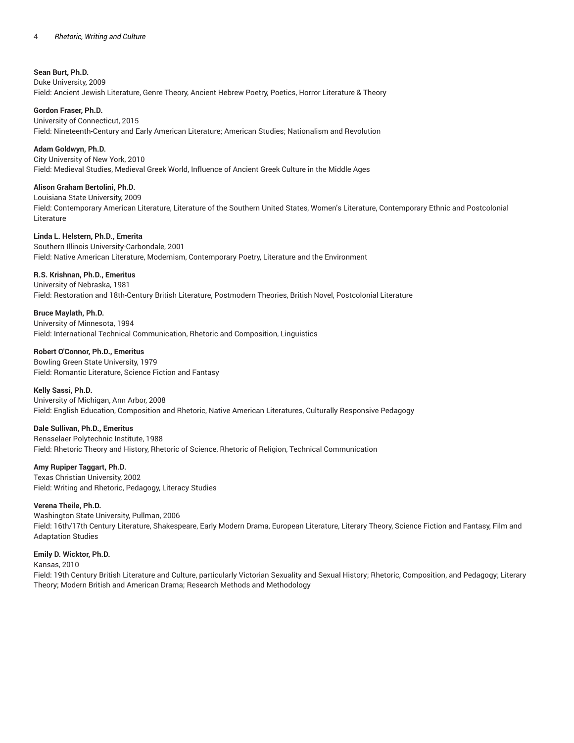**Sean Burt, Ph.D.**
Duke University, 2009
Field: Ancient Jewish Literature, Genre Theory, Ancient Hebrew Poetry, Poetics, Horror Literature & Theory

**Gordon Fraser, Ph.D.**
University of Connecticut, 2015
Field: Nineteenth-Century and Early American Literature; American Studies; Nationalism and Revolution

**Adam Goldwyn, Ph.D.**
City University of New York, 2010
Field: Medieval Studies, Medieval Greek World, Influence of Ancient Greek Culture in the Middle Ages

**Alison Graham Bertolini, Ph.D.**
Louisiana State University, 2009
Field: Contemporary American Literature, Literature of the Southern United States, Women's Literature, Contemporary Ethnic and Postcolonial Literature

**Linda L. Helstern, Ph.D., Emerita**
Southern Illinois University-Carbondale, 2001
Field: Native American Literature, Modernism, Contemporary Poetry, Literature and the Environment

**R.S. Krishnan, Ph.D., Emeritus**
University of Nebraska, 1981
Field: Restoration and 18th-Century British Literature, Postmodern Theories, British Novel, Postcolonial Literature

**Bruce Maylath, Ph.D.**
University of Minnesota, 1994
Field: International Technical Communication, Rhetoric and Composition, Linguistics

**Robert O'Connor, Ph.D., Emeritus**
Bowling Green State University, 1979
Field: Romantic Literature, Science Fiction and Fantasy

**Kelly Sassi, Ph.D.**
University of Michigan, Ann Arbor, 2008
Field: English Education, Composition and Rhetoric, Native American Literatures, Culturally Responsive Pedagogy

**Dale Sullivan, Ph.D., Emeritus**
Rensselaer Polytechnic Institute, 1988
Field: Rhetoric Theory and History, Rhetoric of Science, Rhetoric of Religion, Technical Communication

**Amy Rupiper Taggart, Ph.D.**
Texas Christian University, 2002
Field: Writing and Rhetoric, Pedagogy, Literacy Studies

**Verena Theile, Ph.D.**
Washington State University, Pullman, 2006
Field: 16th/17th Century Literature, Shakespeare, Early Modern Drama, European Literature, Literary Theory, Science Fiction and Fantasy, Film and Adaptation Studies

**Emily D. Wicktor, Ph.D.**
Kansas, 2010
Field: 19th Century British Literature and Culture, particularly Victorian Sexuality and Sexual History; Rhetoric, Composition, and Pedagogy; Literary Theory; Modern British and American Drama; Research Methods and Methodology